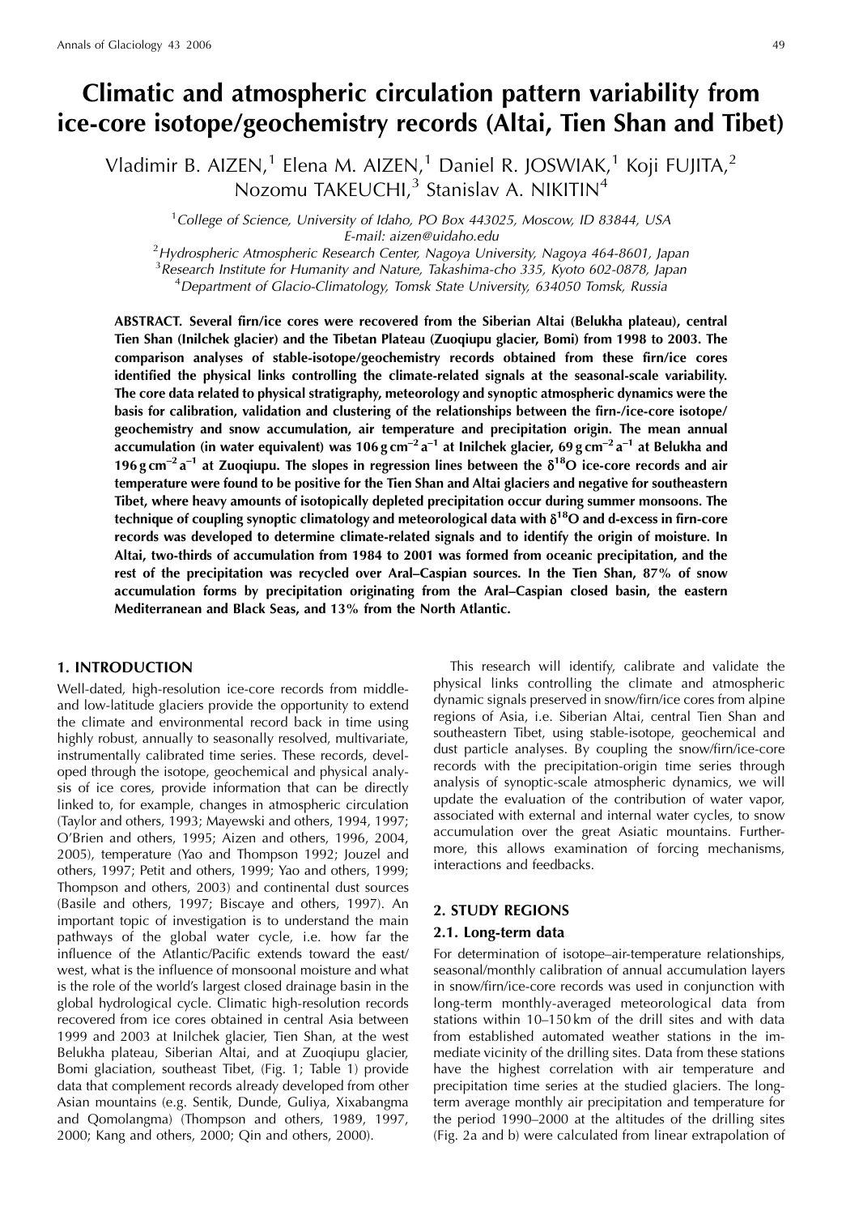# Climatic and atmospheric circulation pattern variability from ice-core isotope/geochemistry records (Altai, Tien Shan and Tibet)

Vladimir B. AIZEN,[1] Elena M. AIZEN,[1] Daniel R. JOSWIAK,[1] Koji FUJITA,[2] Nozomu TAKEUCHI,[3] Stanislav A. NIKITIN[4]

[1] *College of Science, University of Idaho, PO Box 443025, Moscow, ID 83844, USA*
*E-mail: aizen@uidaho.edu*

[2] *Hydrospheric Atmospheric Research Center, Nagoya University, Nagoya 464-8601, Japan*

[3] *Research Institute for Humanity and Nature, Takashima-cho 335, Kyoto 602-0878, Japan*

[4] *Department of Glacio-Climatology, Tomsk State University, 634050 Tomsk, Russia*

**ABSTRACT. Several firn/ice cores were recovered from the Siberian Altai (Belukha plateau), central Tien Shan (Inilchek glacier) and the Tibetan Plateau (Zuoqiupu glacier, Bomi) from 1998 to 2003. The comparison analyses of stable-isotope/geochemistry records obtained from these firn/ice cores identified the physical links controlling the climate-related signals at the seasonal-scale variability. The core data related to physical stratigraphy, meteorology and synoptic atmospheric dynamics were the basis for calibration, validation and clustering of the relationships between the firn-/ice-core isotope/geochemistry and snow accumulation, air temperature and precipitation origin. The mean annual accumulation (in water equivalent) was 106 g cm$^{-2}$ a$^{-1}$ at Inilchek glacier, 69 g cm$^{-2}$ a$^{-1}$ at Belukha and 196 g cm$^{-2}$ a$^{-1}$ at Zuoqiupu. The slopes in regression lines between the $\delta^{18}$O ice-core records and air temperature were found to be positive for the Tien Shan and Altai glaciers and negative for southeastern Tibet, where heavy amounts of isotopically depleted precipitation occur during summer monsoons. The technique of coupling synoptic climatology and meteorological data with $\delta^{18}$O and d-excess in firn-core records was developed to determine climate-related signals and to identify the origin of moisture. In Altai, two-thirds of accumulation from 1984 to 2001 was formed from oceanic precipitation, and the rest of the precipitation was recycled over Aral–Caspian sources. In the Tien Shan, 87% of snow accumulation forms by precipitation originating from the Aral–Caspian closed basin, the eastern Mediterranean and Black Seas, and 13% from the North Atlantic.**

## 1. INTRODUCTION

Well-dated, high-resolution ice-core records from middle- and low-latitude glaciers provide the opportunity to extend the climate and environmental record back in time using highly robust, annually to seasonally resolved, multivariate, instrumentally calibrated time series. These records, developed through the isotope, geochemical and physical analysis of ice cores, provide information that can be directly linked to, for example, changes in atmospheric circulation (Taylor and others, 1993; Mayewski and others, 1994, 1997; O'Brien and others, 1995; Aizen and others, 1996, 2004, 2005), temperature (Yao and Thompson 1992; Jouzel and others, 1997; Petit and others, 1999; Yao and others, 1999; Thompson and others, 2003) and continental dust sources (Basile and others, 1997; Biscaye and others, 1997). An important topic of investigation is to understand the main pathways of the global water cycle, i.e. how far the influence of the Atlantic/Pacific extends toward the east/west, what is the influence of monsoonal moisture and what is the role of the world's largest closed drainage basin in the global hydrological cycle. Climatic high-resolution records recovered from ice cores obtained in central Asia between 1999 and 2003 at Inilchek glacier, Tien Shan, at the west Belukha plateau, Siberian Altai, and at Zuoqiupu glacier, Bomi glaciation, southeast Tibet, (Fig. 1; Table 1) provide data that complement records already developed from other Asian mountains (e.g. Sentik, Dunde, Guliya, Xixabangma and Qomolangma) (Thompson and others, 1989, 1997, 2000; Kang and others, 2000; Qin and others, 2000).

This research will identify, calibrate and validate the physical links controlling the climate and atmospheric dynamic signals preserved in snow/firn/ice cores from alpine regions of Asia, i.e. Siberian Altai, central Tien Shan and southeastern Tibet, using stable-isotope, geochemical and dust particle analyses. By coupling the snow/firn/ice-core records with the precipitation-origin time series through analysis of synoptic-scale atmospheric dynamics, we will update the evaluation of the contribution of water vapor, associated with external and internal water cycles, to snow accumulation over the great Asiatic mountains. Furthermore, this allows examination of forcing mechanisms, interactions and feedbacks.

## 2. STUDY REGIONS

### 2.1. Long-term data

For determination of isotope–air-temperature relationships, seasonal/monthly calibration of annual accumulation layers in snow/firn/ice-core records was used in conjunction with long-term monthly-averaged meteorological data from stations within 10–150 km of the drill sites and with data from established automated weather stations in the immediate vicinity of the drilling sites. Data from these stations have the highest correlation with air temperature and precipitation time series at the studied glaciers. The long-term average monthly air precipitation and temperature for the period 1990–2000 at the altitudes of the drilling sites (Fig. 2a and b) were calculated from linear extrapolation of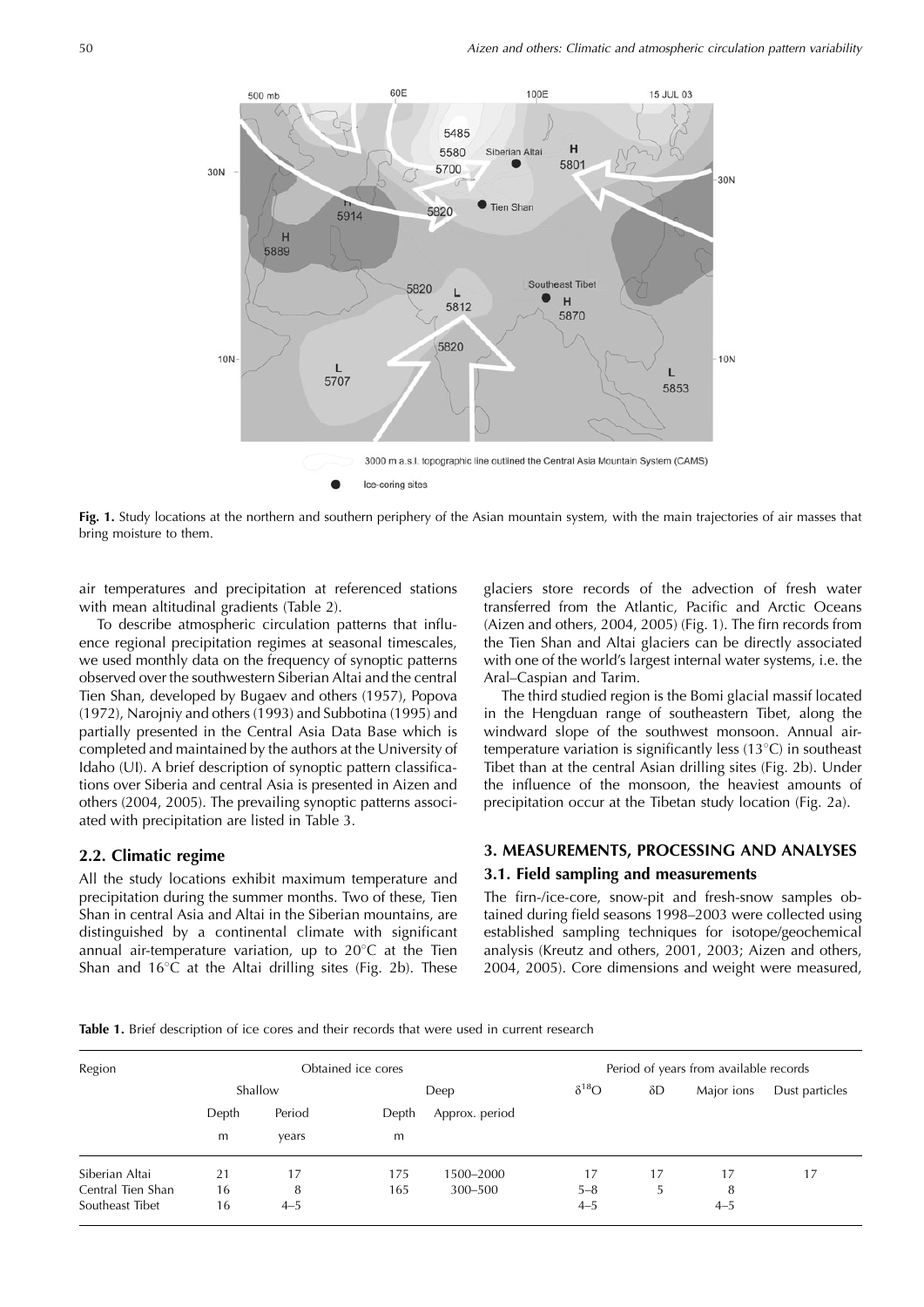**Fig. 1.** Study locations at the northern and southern periphery of the Asian mountain system, with the main trajectories of air masses that bring moisture to them.

air temperatures and precipitation at referenced stations with mean altitudinal gradients (Table 2).

To describe atmospheric circulation patterns that influence regional precipitation regimes at seasonal timescales, we used monthly data on the frequency of synoptic patterns observed over the southwestern Siberian Altai and the central Tien Shan, developed by Bugaev and others (1957), Popova (1972), Narojniy and others (1993) and Subbotina (1995) and partially presented in the Central Asia Data Base which is completed and maintained by the authors at the University of Idaho (UI). A brief description of synoptic pattern classifications over Siberia and central Asia is presented in Aizen and others (2004, 2005). The prevailing synoptic patterns associated with precipitation are listed in Table 3.

### 2.2. Climatic regime

All the study locations exhibit maximum temperature and precipitation during the summer months. Two of these, Tien Shan in central Asia and Altai in the Siberian mountains, are distinguished by a continental climate with significant annual air-temperature variation, up to 20°C at the Tien Shan and 16°C at the Altai drilling sites (Fig. 2b). These glaciers store records of the advection of fresh water transferred from the Atlantic, Pacific and Arctic Oceans (Aizen and others, 2004, 2005) (Fig. 1). The firn records from the Tien Shan and Altai glaciers can be directly associated with one of the world's largest internal water systems, i.e. the Aral–Caspian and Tarim.

The third studied region is the Bomi glacial massif located in the Hengduan range of southeastern Tibet, along the windward slope of the southwest monsoon. Annual air-temperature variation is significantly less (13°C) in southeast Tibet than at the central Asian drilling sites (Fig. 2b). Under the influence of the monsoon, the heaviest amounts of precipitation occur at the Tibetan study location (Fig. 2a).

## 3. MEASUREMENTS, PROCESSING AND ANALYSES

### 3.1. Field sampling and measurements

The firn-/ice-core, snow-pit and fresh-snow samples obtained during field seasons 1998–2003 were collected using established sampling techniques for isotope/geochemical analysis (Kreutz and others, 2001, 2003; Aizen and others, 2004, 2005). Core dimensions and weight were measured,

**Table 1.** Brief description of ice cores and their records that were used in current research

| Region | Obtained ice cores | | | | Period of years from available records | | | |
|---|---|---|---|---|---|---|---|---|
| | Shallow | | Deep | | $\delta^{18}O$ | $\delta D$ | Major ions | Dust particles |
| | Depth | Period | Depth | Approx. period | | | | |
| | m | years | m | | | | | |
| Siberian Altai | 21 | 17 | 175 | 1500–2000 | 17 | 17 | 17 | 17 |
| Central Tien Shan | 16 | 8 | 165 | 300–500 | 5–8 | 5 | 8 | |
| Southeast Tibet | 16 | 4–5 | | | 4–5 | | 4–5 | |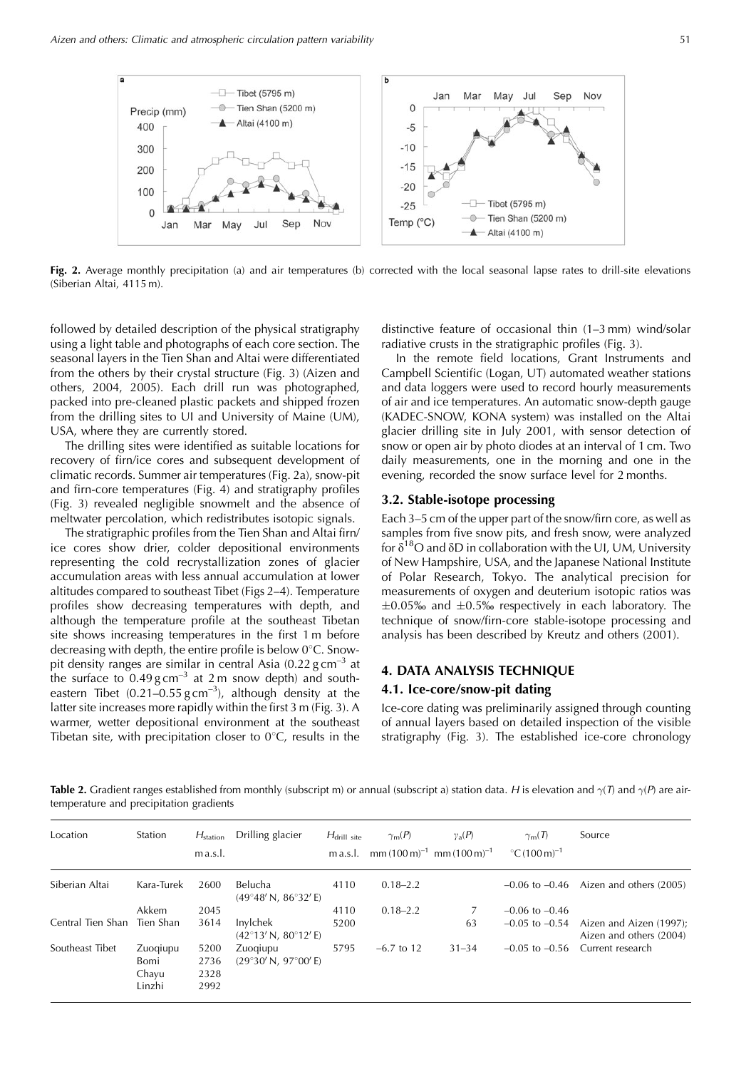**Fig. 2.** Average monthly precipitation (a) and air temperatures (b) corrected with the local seasonal lapse rates to drill-site elevations (Siberian Altai, 4115 m).

followed by detailed description of the physical stratigraphy using a light table and photographs of each core section. The seasonal layers in the Tien Shan and Altai were differentiated from the others by their crystal structure (Fig. 3) (Aizen and others, 2004, 2005). Each drill run was photographed, packed into pre-cleaned plastic packets and shipped frozen from the drilling sites to UI and University of Maine (UM), USA, where they are currently stored.

The drilling sites were identified as suitable locations for recovery of firn/ice cores and subsequent development of climatic records. Summer air temperatures (Fig. 2a), snow-pit and firn-core temperatures (Fig. 4) and stratigraphy profiles (Fig. 3) revealed negligible snowmelt and the absence of meltwater percolation, which redistributes isotopic signals.

The stratigraphic profiles from the Tien Shan and Altai firn/ice cores show drier, colder depositional environments representing the cold recrystallization zones of glacier accumulation areas with less annual accumulation at lower altitudes compared to southeast Tibet (Figs 2–4). Temperature profiles show decreasing temperatures with depth, and although the temperature profile at the southeast Tibetan site shows increasing temperatures in the first 1 m before decreasing with depth, the entire profile is below 0°C. Snow-pit density ranges are similar in central Asia (0.22 g cm$^{-3}$ at the surface to 0.49 g cm$^{-3}$ at 2 m snow depth) and southeastern Tibet (0.21–0.55 g cm$^{-3}$), although density at the latter site increases more rapidly within the first 3 m (Fig. 3). A warmer, wetter depositional environment at the southeast Tibetan site, with precipitation closer to 0°C, results in the distinctive feature of occasional thin (1–3 mm) wind/solar radiative crusts in the stratigraphic profiles (Fig. 3).

In the remote field locations, Grant Instruments and Campbell Scientific (Logan, UT) automated weather stations and data loggers were used to record hourly measurements of air and ice temperatures. An automatic snow-depth gauge (KADEC-SNOW, KONA system) was installed on the Altai glacier drilling site in July 2001, with sensor detection of snow or open air by photo diodes at an interval of 1 cm. Two daily measurements, one in the morning and one in the evening, recorded the snow surface level for 2 months.

### 3.2. Stable-isotope processing

Each 3–5 cm of the upper part of the snow/firn core, as well as samples from five snow pits, and fresh snow, were analyzed for $\delta^{18}O$ and $\delta D$ in collaboration with the UI, UM, University of New Hampshire, USA, and the Japanese National Institute of Polar Research, Tokyo. The analytical precision for measurements of oxygen and deuterium isotopic ratios was ±0.05‰ and ±0.5‰ respectively in each laboratory. The technique of snow/firn-core stable-isotope processing and analysis has been described by Kreutz and others (2001).

## 4. DATA ANALYSIS TECHNIQUE

### 4.1. Ice-core/snow-pit dating

Ice-core dating was preliminarily assigned through counting of annual layers based on detailed inspection of the visible stratigraphy (Fig. 3). The established ice-core chronology

**Table 2.** Gradient ranges established from monthly (subscript m) or annual (subscript a) station data. $H$ is elevation and $\gamma(T)$ and $\gamma(P)$ are air-temperature and precipitation gradients

| Location | Station | $H_{station}$ m a.s.l. | Drilling glacier | $H_{drill\ site}$ m a.s.l. | $\gamma_m(P)$ mm (100 m)$^{-1}$ | $\gamma_a(P)$ mm (100 m)$^{-1}$ | $\gamma_m(T)$ °C (100 m)$^{-1}$ | Source |
|---|---|---|---|---|---|---|---|---|
| Siberian Altai | Kara-Turek | 2600 | Belucha (49°48′ N, 86°32′ E) | 4110 | 0.18–2.2 | | –0.06 to –0.46 | Aizen and others (2005) |
| | Akkem | 2045 | | 4110 | 0.18–2.2 | 7 | –0.06 to –0.46 | |
| Central Tien Shan | Tien Shan | 3614 | Inylchek (42°13′ N, 80°12′ E) | 5200 | | 63 | –0.05 to –0.54 | Aizen and Aizen (1997); Aizen and others (2004) |
| Southeast Tibet | Zuoqiupu | 5200 | Zuoqiupu (29°30′ N, 97°00′ E) | 5795 | –6.7 to 12 | 31–34 | –0.05 to –0.56 | Current research |
| | Bomi | 2736 | | | | | | |
| | Chayu | 2328 | | | | | | |
| | Linzhi | 2992 | | | | | | |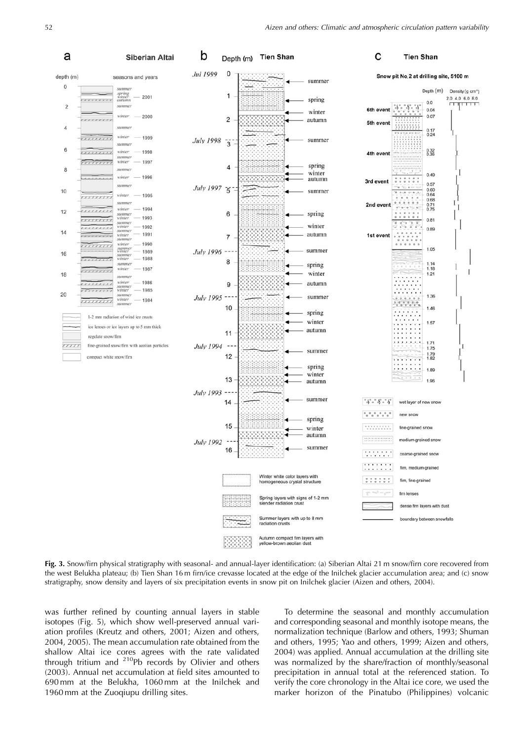**Fig. 3.** Snow/firn physical stratigraphy with seasonal- and annual-layer identification: (a) Siberian Altai 21 m snow/firn core recovered from the west Belukha plateau; (b) Tien Shan 16 m firn/ice crevasse located at the edge of the Inilchek glacier accumulation area; and (c) snow stratigraphy, snow density and layers of six precipitation events in snow pit on Inilchek glacier (Aizen and others, 2004).

was further refined by counting annual layers in stable isotopes (Fig. 5), which show well-preserved annual variation profiles (Kreutz and others, 2001; Aizen and others, 2004, 2005). The mean accumulation rate obtained from the shallow Altai ice cores agrees with the rate validated through tritium and $^{210}$Pb records by Olivier and others (2003). Annual net accumulation at field sites amounted to 690 mm at the Belukha, 1060 mm at the Inilchek and 1960 mm at the Zuoqiupu drilling sites.

To determine the seasonal and monthly accumulation and corresponding seasonal and monthly isotope means, the normalization technique (Barlow and others, 1993; Shuman and others, 1995; Yao and others, 1999; Aizen and others, 2004) was applied. Annual accumulation at the drilling site was normalized by the share/fraction of monthly/seasonal precipitation in annual total at the referenced station. To verify the core chronology in the Altai ice core, we used the marker horizon of the Pinatubo (Philippines) volcanic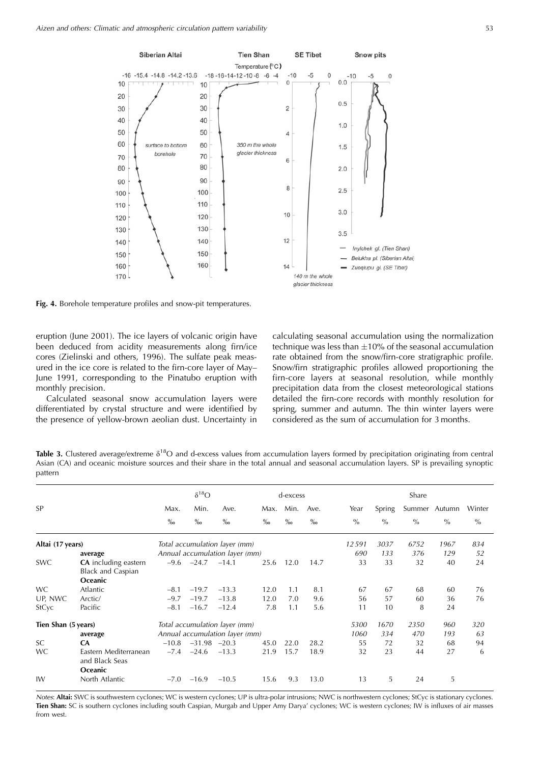Fig. 4. Borehole temperature profiles and snow-pit temperatures.

eruption (June 2001). The ice layers of volcanic origin have been deduced from acidity measurements along firn/ice cores (Zielinski and others, 1996). The sulfate peak measured in the ice core is related to the firn-core layer of May–June 1991, corresponding to the Pinatubo eruption with monthly precision.

Calculated seasonal snow accumulation layers were differentiated by crystal structure and were identified by the presence of yellow-brown aeolian dust. Uncertainty in calculating seasonal accumulation using the normalization technique was less than ±10% of the seasonal accumulation rate obtained from the snow/firn-core stratigraphic profile. Snow/firn stratigraphic profiles allowed proportioning the firn-core layers at seasonal resolution, while monthly precipitation data from the closest meteorological stations detailed the firn-core records with monthly resolution for spring, summer and autumn. The thin winter layers were considered as the sum of accumulation for 3 months.

**Table 3.** Clustered average/extreme $\delta^{18}O$ and d-excess values from accumulation layers formed by precipitation originating from central Asian (CA) and oceanic moisture sources and their share in the total annual and seasonal accumulation layers. SP is prevailing synoptic pattern

| SP | | $\delta^{18}O$ | | | d-excess | | | Share | | | | |
|---|---|---|---|---|---|---|---|---|---|---|---|---|
| | | Max. | Min. | Ave. | Max. | Min. | Ave. | Year | Spring | Summer | Autumn | Winter |
| | | ‰ | ‰ | ‰ | ‰ | ‰ | ‰ | % | % | % | % | % |
| **Altai (17 years)** | | *Total accumulation layer (mm)* | | | | | | *12 591* | *3037* | *6752* | *1967* | *834* |
| | **average** | *Annual accumulation layer (mm)* | | | | | | *690* | *133* | *376* | *129* | *52* |
| SWC | **CA** including eastern Black and Caspian | −9.6 | −24.7 | −14.1 | 25.6 | 12.0 | 14.7 | 33 | 33 | 32 | 40 | 24 |
| | **Oceanic** | | | | | | | | | | | |
| WC | Atlantic | −8.1 | −19.7 | −13.3 | 12.0 | 1.1 | 8.1 | 67 | 67 | 68 | 60 | 76 |
| UP, NWC | Arctic/ | −9.7 | −19.7 | −13.8 | 12.0 | 7.0 | 9.6 | 56 | 57 | 60 | 36 | 76 |
| StCyc | Pacific | −8.1 | −16.7 | −12.4 | 7.8 | 1.1 | 5.6 | 11 | 10 | 8 | 24 | |
| **Tien Shan (5 years)** | | *Total accumulation layer (mm)* | | | | | | *5300* | *1670* | *2350* | *960* | *320* |
| | **average** | *Annual accumulation layer (mm)* | | | | | | *1060* | *334* | *470* | *193* | *63* |
| SC | **CA** | −10.8 | −31.98 | −20.3 | 45.0 | 22.0 | 28.2 | 55 | 72 | 32 | 68 | 94 |
| WC | Eastern Mediterranean and Black Seas | −7.4 | −24.6 | −13.3 | 21.9 | 15.7 | 18.9 | 32 | 23 | 44 | 27 | 6 |
| | **Oceanic** | | | | | | | | | | | |
| IW | North Atlantic | −7.0 | −16.9 | −10.5 | 15.6 | 9.3 | 13.0 | 13 | 5 | 24 | 5 | |

*Notes*: **Altai:** SWC is southwestern cyclones; WC is western cyclones; UP is ultra-polar intrusions; NWC is northwestern cyclones; StCyc is stationary cyclones. **Tien Shan:** SC is southern cyclones including south Caspian, Murgab and Upper Amy Darya' cyclones; WC is western cyclones; IW is influxes of air masses from west.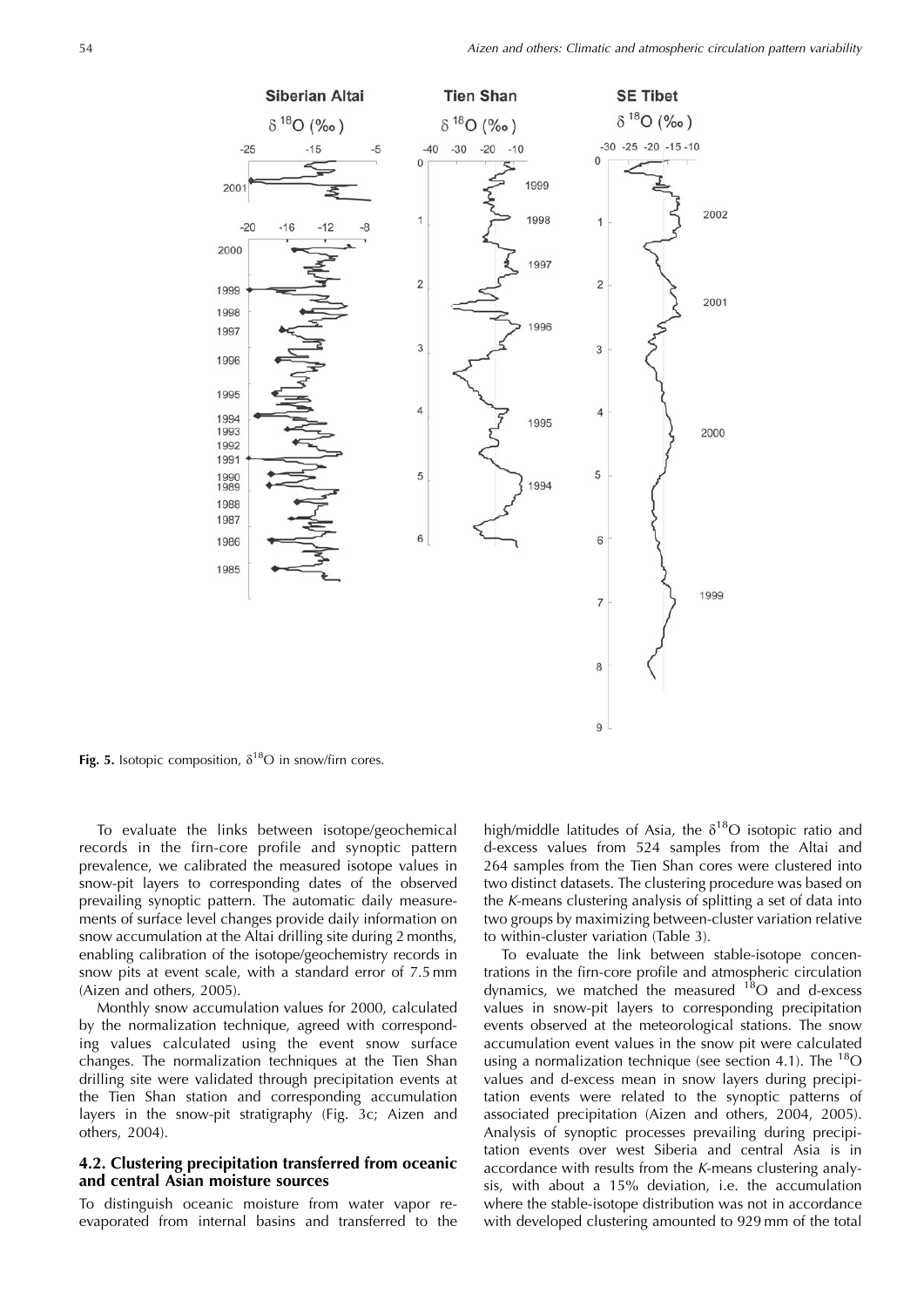**Fig. 5.** Isotopic composition, $\delta^{18}O$ in snow/firn cores.

To evaluate the links between isotope/geochemical records in the firn-core profile and synoptic pattern prevalence, we calibrated the measured isotope values in snow-pit layers to corresponding dates of the observed prevailing synoptic pattern. The automatic daily measurements of surface level changes provide daily information on snow accumulation at the Altai drilling site during 2 months, enabling calibration of the isotope/geochemistry records in snow pits at event scale, with a standard error of 7.5 mm (Aizen and others, 2005).

Monthly snow accumulation values for 2000, calculated by the normalization technique, agreed with corresponding values calculated using the event snow surface changes. The normalization techniques at the Tien Shan drilling site were validated through precipitation events at the Tien Shan station and corresponding accumulation layers in the snow-pit stratigraphy (Fig. 3c; Aizen and others, 2004).

## 4.2. Clustering precipitation transferred from oceanic and central Asian moisture sources

To distinguish oceanic moisture from water vapor re-evaporated from internal basins and transferred to the high/middle latitudes of Asia, the $\delta^{18}O$ isotopic ratio and d-excess values from 524 samples from the Altai and 264 samples from the Tien Shan cores were clustered into two distinct datasets. The clustering procedure was based on the *K*-means clustering analysis of splitting a set of data into two groups by maximizing between-cluster variation relative to within-cluster variation (Table 3).

To evaluate the link between stable-isotope concentrations in the firn-core profile and atmospheric circulation dynamics, we matched the measured $^{18}O$ and d-excess values in snow-pit layers to corresponding precipitation events observed at the meteorological stations. The snow accumulation event values in the snow pit were calculated using a normalization technique (see section 4.1). The $^{18}O$ values and d-excess mean in snow layers during precipitation events were related to the synoptic patterns of associated precipitation (Aizen and others, 2004, 2005). Analysis of synoptic processes prevailing during precipitation events over west Siberia and central Asia is in accordance with results from the *K*-means clustering analysis, with about a 15% deviation, i.e. the accumulation where the stable-isotope distribution was not in accordance with developed clustering amounted to 929 mm of the total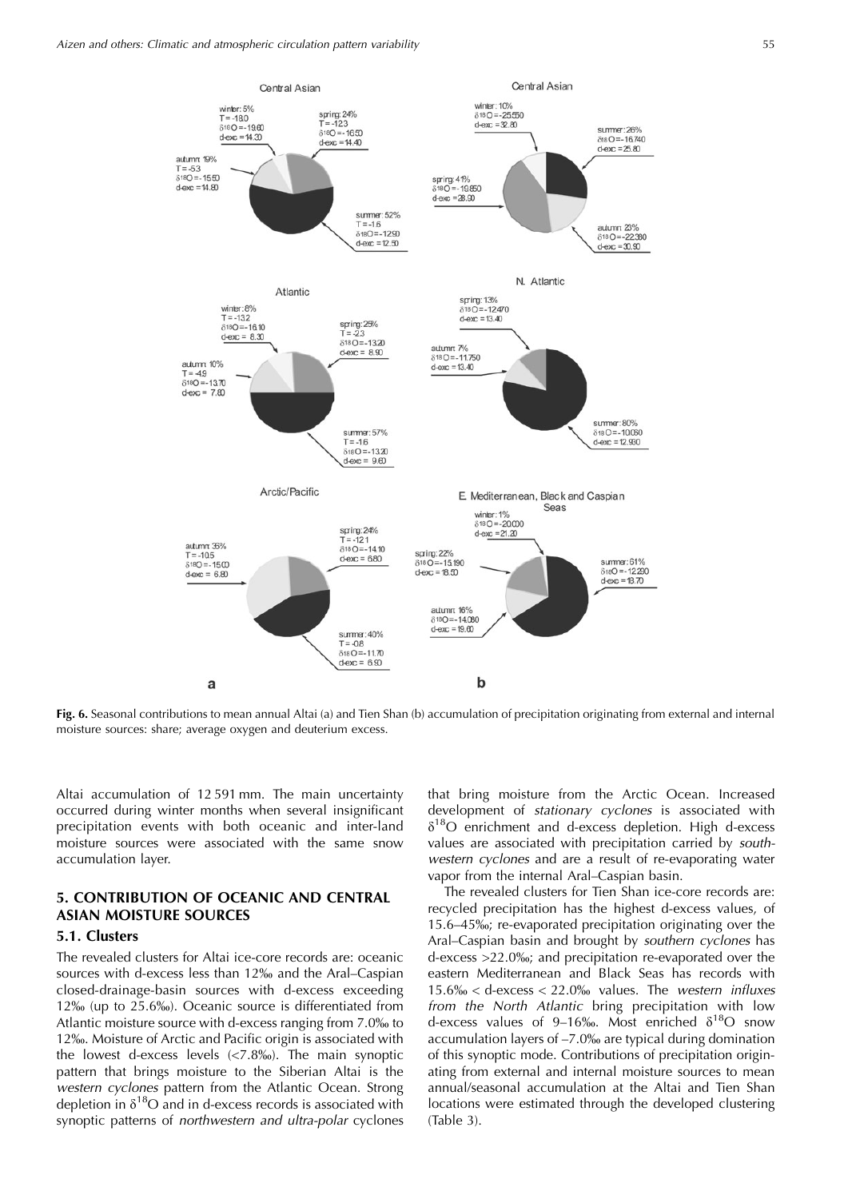**Fig. 6.** Seasonal contributions to mean annual Altai (a) and Tien Shan (b) accumulation of precipitation originating from external and internal moisture sources: share; average oxygen and deuterium excess.

Altai accumulation of 12 591 mm. The main uncertainty occurred during winter months when several insignificant precipitation events with both oceanic and inter-land moisture sources were associated with the same snow accumulation layer.

## 5. CONTRIBUTION OF OCEANIC AND CENTRAL ASIAN MOISTURE SOURCES

### 5.1. Clusters

The revealed clusters for Altai ice-core records are: oceanic sources with d-excess less than 12‰ and the Aral–Caspian closed-drainage-basin sources with d-excess exceeding 12‰ (up to 25.6‰). Oceanic source is differentiated from Atlantic moisture source with d-excess ranging from 7.0‰ to 12‰. Moisture of Arctic and Pacific origin is associated with the lowest d-excess levels (<7.8‰). The main synoptic pattern that brings moisture to the Siberian Altai is the *western cyclones* pattern from the Atlantic Ocean. Strong depletion in $\delta^{18}$O and in d-excess records is associated with synoptic patterns of *northwestern and ultra-polar* cyclones that bring moisture from the Arctic Ocean. Increased development of *stationary cyclones* is associated with $\delta^{18}$O enrichment and d-excess depletion. High d-excess values are associated with precipitation carried by *southwestern cyclones* and are a result of re-evaporating water vapor from the internal Aral–Caspian basin.

The revealed clusters for Tien Shan ice-core records are: recycled precipitation has the highest d-excess values, of 15.6–45‰; re-evaporated precipitation originating over the Aral–Caspian basin and brought by *southern cyclones* has d-excess >22.0‰; and precipitation re-evaporated over the eastern Mediterranean and Black Seas has records with 15.6‰ < d-excess < 22.0‰ values. The *western influxes from the North Atlantic* bring precipitation with low d-excess values of 9–16‰. Most enriched $\delta^{18}$O snow accumulation layers of –7.0‰ are typical during domination of this synoptic mode. Contributions of precipitation originating from external and internal moisture sources to mean annual/seasonal accumulation at the Altai and Tien Shan locations were estimated through the developed clustering (Table 3).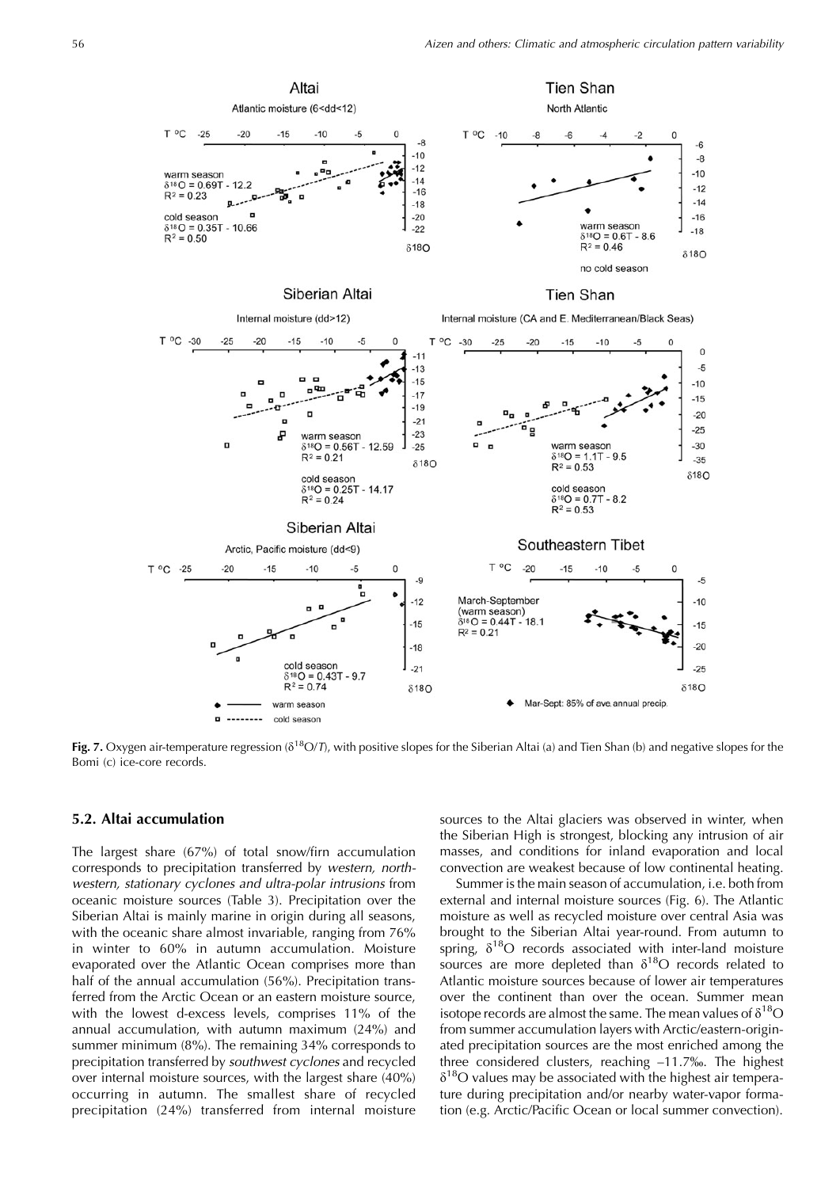**Fig. 7.** Oxygen air-temperature regression ($\delta^{18}O/T$), with positive slopes for the Siberian Altai (a) and Tien Shan (b) and negative slopes for the Bomi (c) ice-core records.

## 5.2. Altai accumulation

The largest share (67%) of total snow/firn accumulation corresponds to precipitation transferred by *western, northwestern, stationary cyclones and ultra-polar intrusions* from oceanic moisture sources (Table 3). Precipitation over the Siberian Altai is mainly marine in origin during all seasons, with the oceanic share almost invariable, ranging from 76% in winter to 60% in autumn accumulation. Moisture evaporated over the Atlantic Ocean comprises more than half of the annual accumulation (56%). Precipitation transferred from the Arctic Ocean or an eastern moisture source, with the lowest d-excess levels, comprises 11% of the annual accumulation, with autumn maximum (24%) and summer minimum (8%). The remaining 34% corresponds to precipitation transferred by *southwest cyclones* and recycled over internal moisture sources, with the largest share (40%) occurring in autumn. The smallest share of recycled precipitation (24%) transferred from internal moisture sources to the Altai glaciers was observed in winter, when the Siberian High is strongest, blocking any intrusion of air masses, and conditions for inland evaporation and local convection are weakest because of low continental heating.

Summer is the main season of accumulation, i.e. both from external and internal moisture sources (Fig. 6). The Atlantic moisture as well as recycled moisture over central Asia was brought to the Siberian Altai year-round. From autumn to spring, $\delta^{18}O$ records associated with inter-land moisture sources are more depleted than $\delta^{18}O$ records related to Atlantic moisture sources because of lower air temperatures over the continent than over the ocean. Summer mean isotope records are almost the same. The mean values of $\delta^{18}O$ from summer accumulation layers with Arctic/eastern-originated precipitation sources are the most enriched among the three considered clusters, reaching –11.7‰. The highest $\delta^{18}O$ values may be associated with the highest air temperature during precipitation and/or nearby water-vapor formation (e.g. Arctic/Pacific Ocean or local summer convection).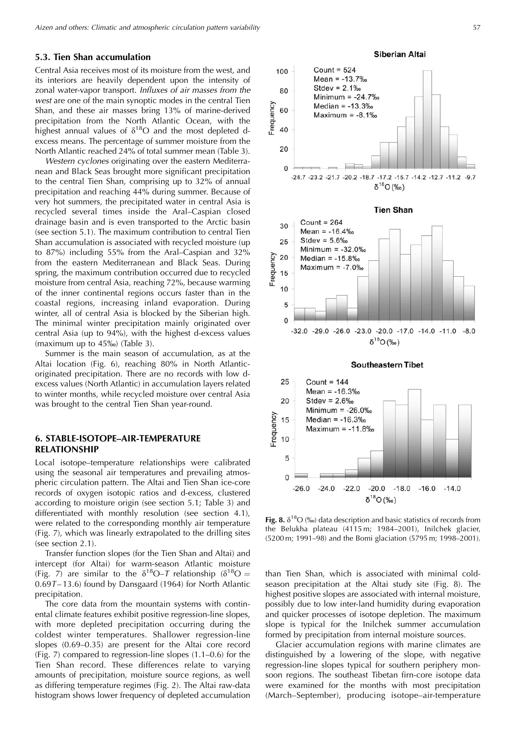### 5.3. Tien Shan accumulation

Central Asia receives most of its moisture from the west, and its interiors are heavily dependent upon the intensity of zonal water-vapor transport. *Influxes of air masses from the west* are one of the main synoptic modes in the central Tien Shan, and these air masses bring 13% of marine-derived precipitation from the North Atlantic Ocean, with the highest annual values of $\delta^{18}O$ and the most depleted d-excess means. The percentage of summer moisture from the North Atlantic reached 24% of total summer mean (Table 3).

*Western cyclones* originating over the eastern Mediterranean and Black Seas brought more significant precipitation to the central Tien Shan, comprising up to 32% of annual precipitation and reaching 44% during summer. Because of very hot summers, the precipitated water in central Asia is recycled several times inside the Aral–Caspian closed drainage basin and is even transported to the Arctic basin (see section 5.1). The maximum contribution to central Tien Shan accumulation is associated with recycled moisture (up to 87%) including 55% from the Aral–Caspian and 32% from the eastern Mediterranean and Black Seas. During spring, the maximum contribution occurred due to recycled moisture from central Asia, reaching 72%, because warming of the inner continental regions occurs faster than in the coastal regions, increasing inland evaporation. During winter, all of central Asia is blocked by the Siberian high. The minimal winter precipitation mainly originated over central Asia (up to 94%), with the highest d-excess values (maximum up to 45‰) (Table 3).

Summer is the main season of accumulation, as at the Altai location (Fig. 6), reaching 80% in North Atlantic-originated precipitation. There are no records with low d-excess values (North Atlantic) in accumulation layers related to winter months, while recycled moisture over central Asia was brought to the central Tien Shan year-round.

## 6. STABLE-ISOTOPE–AIR-TEMPERATURE RELATIONSHIP

Local isotope–temperature relationships were calibrated using the seasonal air temperatures and prevailing atmospheric circulation pattern. The Altai and Tien Shan ice-core records of oxygen isotopic ratios and d-excess, clustered according to moisture origin (see section 5.1; Table 3) and differentiated with monthly resolution (see section 4.1), were related to the corresponding monthly air temperature (Fig. 7), which was linearly extrapolated to the drilling sites (see section 2.1).

Transfer function slopes (for the Tien Shan and Altai) and intercept (for Altai) for warm-season Atlantic moisture (Fig. 7) are similar to the $\delta^{18}O$–$T$ relationship ($\delta^{18}O = 0.69T - 13.6$) found by Dansgaard (1964) for North Atlantic precipitation.

The core data from the mountain systems with continental climate features exhibit positive regression-line slopes, with more depleted precipitation occurring during the coldest winter temperatures. Shallower regression-line slopes (0.69–0.35) are present for the Altai core record (Fig. 7) compared to regression-line slopes (1.1–0.6) for the Tien Shan record. These differences relate to varying amounts of precipitation, moisture source regions, as well as differing temperature regimes (Fig. 2). The Altai raw-data histogram shows lower frequency of depleted accumulation than Tien Shan, which is associated with minimal cold-season precipitation at the Altai study site (Fig. 8). The highest positive slopes are associated with internal moisture, possibly due to low inter-land humidity during evaporation and quicker processes of isotope depletion. The maximum slope is typical for the Inilchek summer accumulation formed by precipitation from internal moisture sources.

Glacier accumulation regions with marine climates are distinguished by a lowering of the slope, with negative regression-line slopes typical for southern periphery monsoon regions. The southeast Tibetan firn-core isotope data were examined for the months with most precipitation (March–September), producing isotope–air-temperature

**Fig. 8.** $\delta^{18}O$ (‰) data description and basic statistics of records from the Belukha plateau (4115 m; 1984–2001), Inilchek glacier, (5200 m; 1991–98) and the Bomi glaciation (5795 m; 1998–2001).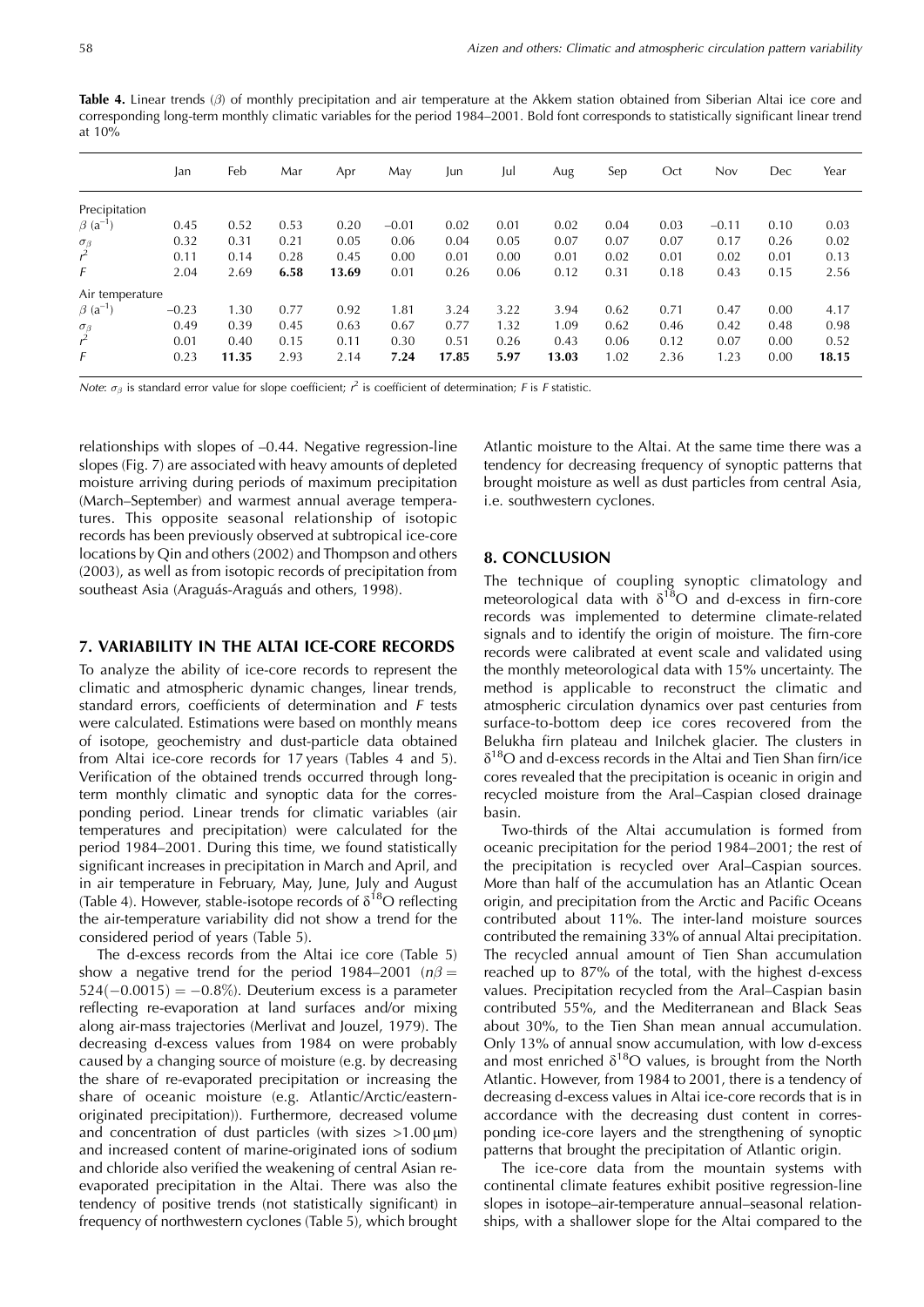**Table 4.** Linear trends ($\beta$) of monthly precipitation and air temperature at the Akkem station obtained from Siberian Altai ice core and corresponding long-term monthly climatic variables for the period 1984–2001. Bold font corresponds to statistically significant linear trend at 10%

| | Jan | Feb | Mar | Apr | May | Jun | Jul | Aug | Sep | Oct | Nov | Dec | Year |
|---|---|---|---|---|---|---|---|---|---|---|---|---|---|
| Precipitation | | | | | | | | | | | | | |
| $\beta$ ($a^{-1}$) | 0.45 | 0.52 | 0.53 | 0.20 | −0.01 | 0.02 | 0.01 | 0.02 | 0.04 | 0.03 | −0.11 | 0.10 | 0.03 |
| $\sigma_\beta$ | 0.32 | 0.31 | 0.21 | 0.05 | 0.06 | 0.04 | 0.05 | 0.07 | 0.07 | 0.07 | 0.17 | 0.26 | 0.02 |
| $r^2$ | 0.11 | 0.14 | 0.28 | 0.45 | 0.00 | 0.01 | 0.00 | 0.01 | 0.02 | 0.01 | 0.02 | 0.01 | 0.13 |
| $F$ | 2.04 | 2.69 | **6.58** | **13.69** | 0.01 | 0.26 | 0.06 | 0.12 | 0.31 | 0.18 | 0.43 | 0.15 | 2.56 |
| Air temperature | | | | | | | | | | | | | |
| $\beta$ ($a^{-1}$) | −0.23 | 1.30 | 0.77 | 0.92 | 1.81 | 3.24 | 3.22 | 3.94 | 0.62 | 0.71 | 0.47 | 0.00 | 4.17 |
| $\sigma_\beta$ | 0.49 | 0.39 | 0.45 | 0.63 | 0.67 | 0.77 | 1.32 | 1.09 | 0.62 | 0.46 | 0.42 | 0.48 | 0.98 |
| $r^2$ | 0.01 | 0.40 | 0.15 | 0.11 | 0.30 | 0.51 | 0.26 | 0.43 | 0.06 | 0.12 | 0.07 | 0.00 | 0.52 |
| $F$ | 0.23 | **11.35** | 2.93 | 2.14 | **7.24** | **17.85** | **5.97** | **13.03** | 1.02 | 2.36 | 1.23 | 0.00 | **18.15** |

*Note*: $\sigma_\beta$ is standard error value for slope coefficient; $r^2$ is coefficient of determination; $F$ is $F$ statistic.

relationships with slopes of −0.44. Negative regression-line slopes (Fig. 7) are associated with heavy amounts of depleted moisture arriving during periods of maximum precipitation (March–September) and warmest annual average temperatures. This opposite seasonal relationship of isotopic records has been previously observed at subtropical ice-core locations by Qin and others (2002) and Thompson and others (2003), as well as from isotopic records of precipitation from southeast Asia (Araguás-Araguás and others, 1998).

## 7. VARIABILITY IN THE ALTAI ICE-CORE RECORDS

To analyze the ability of ice-core records to represent the climatic and atmospheric dynamic changes, linear trends, standard errors, coefficients of determination and $F$ tests were calculated. Estimations were based on monthly means of isotope, geochemistry and dust-particle data obtained from Altai ice-core records for 17 years (Tables 4 and 5). Verification of the obtained trends occurred through long-term monthly climatic and synoptic data for the corresponding period. Linear trends for climatic variables (air temperatures and precipitation) were calculated for the period 1984–2001. During this time, we found statistically significant increases in precipitation in March and April, and in air temperature in February, May, June, July and August (Table 4). However, stable-isotope records of $\delta^{18}O$ reflecting the air-temperature variability did not show a trend for the considered period of years (Table 5).

The d-excess records from the Altai ice core (Table 5) show a negative trend for the period 1984–2001 ($n\beta = 524(-0.0015) = -0.8\%$). Deuterium excess is a parameter reflecting re-evaporation at land surfaces and/or mixing along air-mass trajectories (Merlivat and Jouzel, 1979). The decreasing d-excess values from 1984 on were probably caused by a changing source of moisture (e.g. by decreasing the share of re-evaporated precipitation or increasing the share of oceanic moisture (e.g. Atlantic/Arctic/eastern-originated precipitation)). Furthermore, decreased volume and concentration of dust particles (with sizes $>1.00\,\mu m$) and increased content of marine-originated ions of sodium and chloride also verified the weakening of central Asian re-evaporated precipitation in the Altai. There was also the tendency of positive trends (not statistically significant) in frequency of northwestern cyclones (Table 5), which brought Atlantic moisture to the Altai. At the same time there was a tendency for decreasing frequency of synoptic patterns that brought moisture as well as dust particles from central Asia, i.e. southwestern cyclones.

## 8. CONCLUSION

The technique of coupling synoptic climatology and meteorological data with $\delta^{18}O$ and d-excess in firn-core records was implemented to determine climate-related signals and to identify the origin of moisture. The firn-core records were calibrated at event scale and validated using the monthly meteorological data with 15% uncertainty. The method is applicable to reconstruct the climatic and atmospheric circulation dynamics over past centuries from surface-to-bottom deep ice cores recovered from the Belukha firn plateau and Inilchek glacier. The clusters in $\delta^{18}O$ and d-excess records in the Altai and Tien Shan firn/ice cores revealed that the precipitation is oceanic in origin and recycled moisture from the Aral–Caspian closed drainage basin.

Two-thirds of the Altai accumulation is formed from oceanic precipitation for the period 1984–2001; the rest of the precipitation is recycled over Aral–Caspian sources. More than half of the accumulation has an Atlantic Ocean origin, and precipitation from the Arctic and Pacific Oceans contributed about 11%. The inter-land moisture sources contributed the remaining 33% of annual Altai precipitation. The recycled annual amount of Tien Shan accumulation reached up to 87% of the total, with the highest d-excess values. Precipitation recycled from the Aral–Caspian basin contributed 55%, and the Mediterranean and Black Seas about 30%, to the Tien Shan mean annual accumulation. Only 13% of annual snow accumulation, with low d-excess and most enriched $\delta^{18}O$ values, is brought from the North Atlantic. However, from 1984 to 2001, there is a tendency of decreasing d-excess values in Altai ice-core records that is in accordance with the decreasing dust content in corresponding ice-core layers and the strengthening of synoptic patterns that brought the precipitation of Atlantic origin.

The ice-core data from the mountain systems with continental climate features exhibit positive regression-line slopes in isotope–air-temperature annual–seasonal relationships, with a shallower slope for the Altai compared to the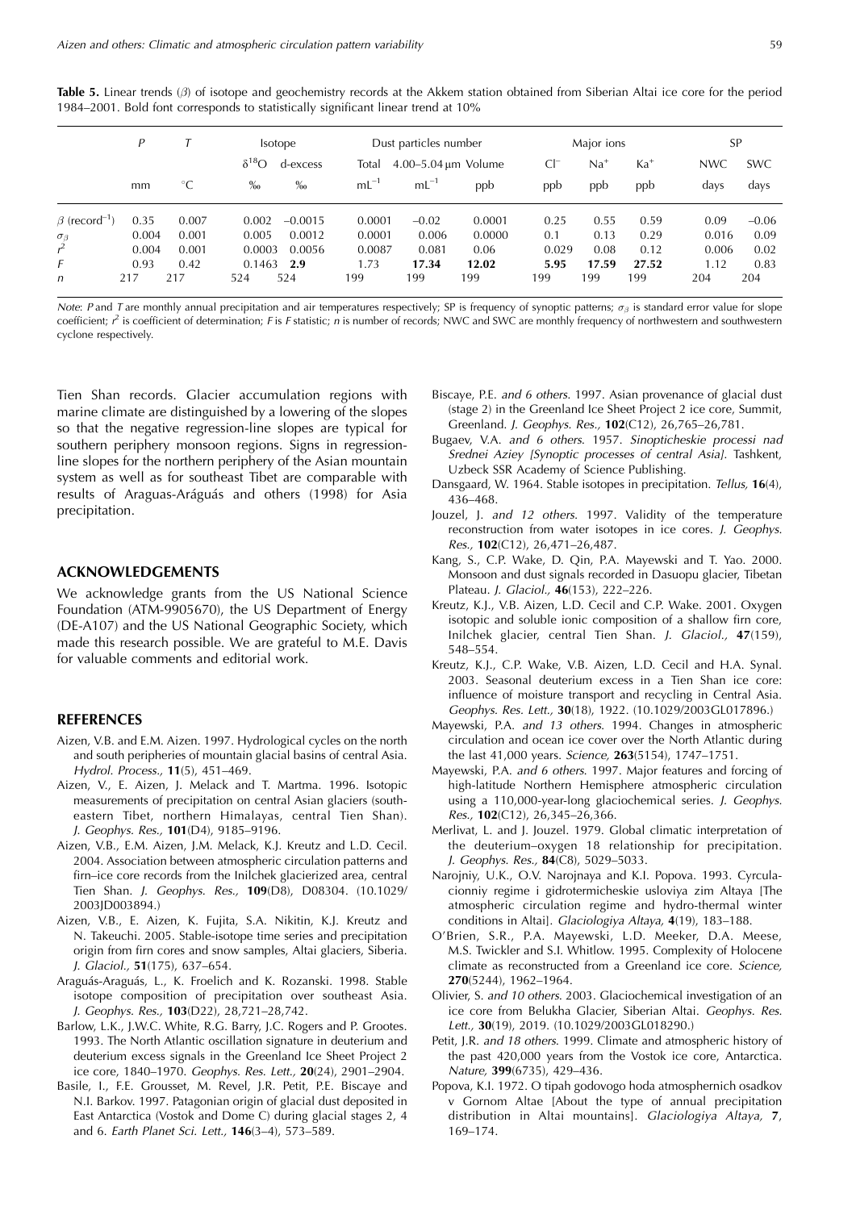**Table 5.** Linear trends ($\beta$) of isotope and geochemistry records at the Akkem station obtained from Siberian Altai ice core for the period 1984–2001. Bold font corresponds to statistically significant linear trend at 10%

| | $P$ | $T$ | Isotope | | Dust particles number | | | Major ions | | | SP | |
|---|---|---|---|---|---|---|---|---|---|---|---|---|
| | | | $\delta^{18}O$ | d-excess | Total | 4.00–5.04 μm | Volume | $Cl^-$ | $Na^+$ | $Ka^+$ | NWC | SWC |
| | mm | °C | ‰ | ‰ | $mL^{-1}$ | $mL^{-1}$ | ppb | ppb | ppb | ppb | days | days |
| $\beta$ (record$^{-1}$) | 0.35 | 0.007 | 0.002 | –0.0015 | 0.0001 | –0.02 | 0.0001 | 0.25 | 0.55 | 0.59 | 0.09 | –0.06 |
| $\sigma_\beta$ | 0.004 | 0.001 | 0.005 | 0.0012 | 0.0001 | 0.006 | 0.0000 | 0.1 | 0.13 | 0.29 | 0.016 | 0.09 |
| $r^2$ | 0.004 | 0.001 | 0.0003 | 0.0056 | 0.0087 | 0.081 | 0.06 | 0.029 | 0.08 | 0.12 | 0.006 | 0.02 |
| $F$ | 0.93 | 0.42 | 0.1463 | **2.9** | 1.73 | **17.34** | **12.02** | **5.95** | **17.59** | **27.52** | 1.12 | 0.83 |
| $n$ | 217 | 217 | 524 | 524 | 199 | 199 | 199 | 199 | 199 | 199 | 204 | 204 |

*Note*: $P$ and $T$ are monthly annual precipitation and air temperatures respectively; SP is frequency of synoptic patterns; $\sigma_\beta$ is standard error value for slope coefficient; $r^2$ is coefficient of determination; $F$ is $F$ statistic; $n$ is number of records; NWC and SWC are monthly frequency of northwestern and southwestern cyclone respectively.

Tien Shan records. Glacier accumulation regions with marine climate are distinguished by a lowering of the slopes so that the negative regression-line slopes are typical for southern periphery monsoon regions. Signs in regression-line slopes for the northern periphery of the Asian mountain system as well as for southeast Tibet are comparable with results of Araguas-Arágüás and others (1998) for Asia precipitation.

## ACKNOWLEDGEMENTS

We acknowledge grants from the US National Science Foundation (ATM-9905670), the US Department of Energy (DE-A107) and the US National Geographic Society, which made this research possible. We are grateful to M.E. Davis for valuable comments and editorial work.

## REFERENCES

Aizen, V.B. and E.M. Aizen. 1997. Hydrological cycles on the north and south peripheries of mountain glacial basins of central Asia. *Hydrol. Process.,* **11**(5), 451–469.

Aizen, V., E. Aizen, J. Melack and T. Martma. 1996. Isotopic measurements of precipitation on central Asian glaciers (southeastern Tibet, northern Himalayas, central Tien Shan). *J. Geophys. Res.,* **101**(D4), 9185–9196.

Aizen, V.B., E.M. Aizen, J.M. Melack, K.J. Kreutz and L.D. Cecil. 2004. Association between atmospheric circulation patterns and firn–ice core records from the Inilchek glacierized area, central Tien Shan. *J. Geophys. Res.,* **109**(D8), D08304. (10.1029/2003JD003894.)

Aizen, V.B., E. Aizen, K. Fujita, S.A. Nikitin, K.J. Kreutz and N. Takeuchi. 2005. Stable-isotope time series and precipitation origin from firn cores and snow samples, Altai glaciers, Siberia. *J. Glaciol.,* **51**(175), 637–654.

Araguás-Araguás, L., K. Froelich and K. Rozanski. 1998. Stable isotope composition of precipitation over southeast Asia. *J. Geophys. Res.,* **103**(D22), 28,721–28,742.

Barlow, L.K., J.W.C. White, R.G. Barry, J.C. Rogers and P. Grootes. 1993. The North Atlantic oscillation signature in deuterium and deuterium excess signals in the Greenland Ice Sheet Project 2 ice core, 1840–1970. *Geophys. Res. Lett.,* **20**(24), 2901–2904.

Basile, I., F.E. Grousset, M. Revel, J.R. Petit, P.E. Biscaye and N.I. Barkov. 1997. Patagonian origin of glacial dust deposited in East Antarctica (Vostok and Dome C) during glacial stages 2, 4 and 6. *Earth Planet Sci. Lett.,* **146**(3–4), 573–589.

Biscaye, P.E. *and 6 others*. 1997. Asian provenance of glacial dust (stage 2) in the Greenland Ice Sheet Project 2 ice core, Summit, Greenland. *J. Geophys. Res.,* **102**(C12), 26,765–26,781.

Bugaev, V.A. *and 6 others*. 1957. *Sinopticheskie processi nad Srednei Aziey [Synoptic processes of central Asia]*. Tashkent, Uzbeck SSR Academy of Science Publishing.

Dansgaard, W. 1964. Stable isotopes in precipitation. *Tellus,* **16**(4), 436–468.

Jouzel, J. *and 12 others*. 1997. Validity of the temperature reconstruction from water isotopes in ice cores. *J. Geophys. Res.,* **102**(C12), 26,471–26,487.

Kang, S., C.P. Wake, D. Qin, P.A. Mayewski and T. Yao. 2000. Monsoon and dust signals recorded in Dasuopu glacier, Tibetan Plateau. *J. Glaciol.,* **46**(153), 222–226.

Kreutz, K.J., V.B. Aizen, L.D. Cecil and C.P. Wake. 2001. Oxygen isotopic and soluble ionic composition of a shallow firn core, Inilchek glacier, central Tien Shan. *J. Glaciol.,* **47**(159), 548–554.

Kreutz, K.J., C.P. Wake, V.B. Aizen, L.D. Cecil and H.A. Synal. 2003. Seasonal deuterium excess in a Tien Shan ice core: influence of moisture transport and recycling in Central Asia. *Geophys. Res. Lett.,* **30**(18), 1922. (10.1029/2003GL017896.)

Mayewski, P.A. *and 13 others*. 1994. Changes in atmospheric circulation and ocean ice cover over the North Atlantic during the last 41,000 years. *Science,* **263**(5154), 1747–1751.

Mayewski, P.A. *and 6 others*. 1997. Major features and forcing of high-latitude Northern Hemisphere atmospheric circulation using a 110,000-year-long glaciochemical series. *J. Geophys. Res.,* **102**(C12), 26,345–26,366.

Merlivat, L. and J. Jouzel. 1979. Global climatic interpretation of the deuterium–oxygen 18 relationship for precipitation. *J. Geophys. Res.,* **84**(C8), 5029–5033.

Narojniy, U.K., O.V. Narojnaya and K.I. Popova. 1993. Cyrculacionniy regime i gidrotermicheskie usloviya zim Altaya [The atmospheric circulation regime and hydro-thermal winter conditions in Altai]. *Glaciologiya Altaya,* **4**(19), 183–188.

O'Brien, S.R., P.A. Mayewski, L.D. Meeker, D.A. Meese, M.S. Twickler and S.I. Whitlow. 1995. Complexity of Holocene climate as reconstructed from a Greenland ice core. *Science,* **270**(5244), 1962–1964.

Olivier, S. *and 10 others.* 2003. Glaciochemical investigation of an ice core from Belukha Glacier, Siberian Altai. *Geophys. Res. Lett.,* **30**(19), 2019. (10.1029/2003GL018290.)

Petit, J.R. *and 18 others*. 1999. Climate and atmospheric history of the past 420,000 years from the Vostok ice core, Antarctica. *Nature,* **399**(6735), 429–436.

Popova, K.I. 1972. O tipah godovogo hoda atmosphernich osadkov v Gornom Altae [About the type of annual precipitation distribution in Altai mountains]. *Glaciologiya Altaya,* **7**, 169–174.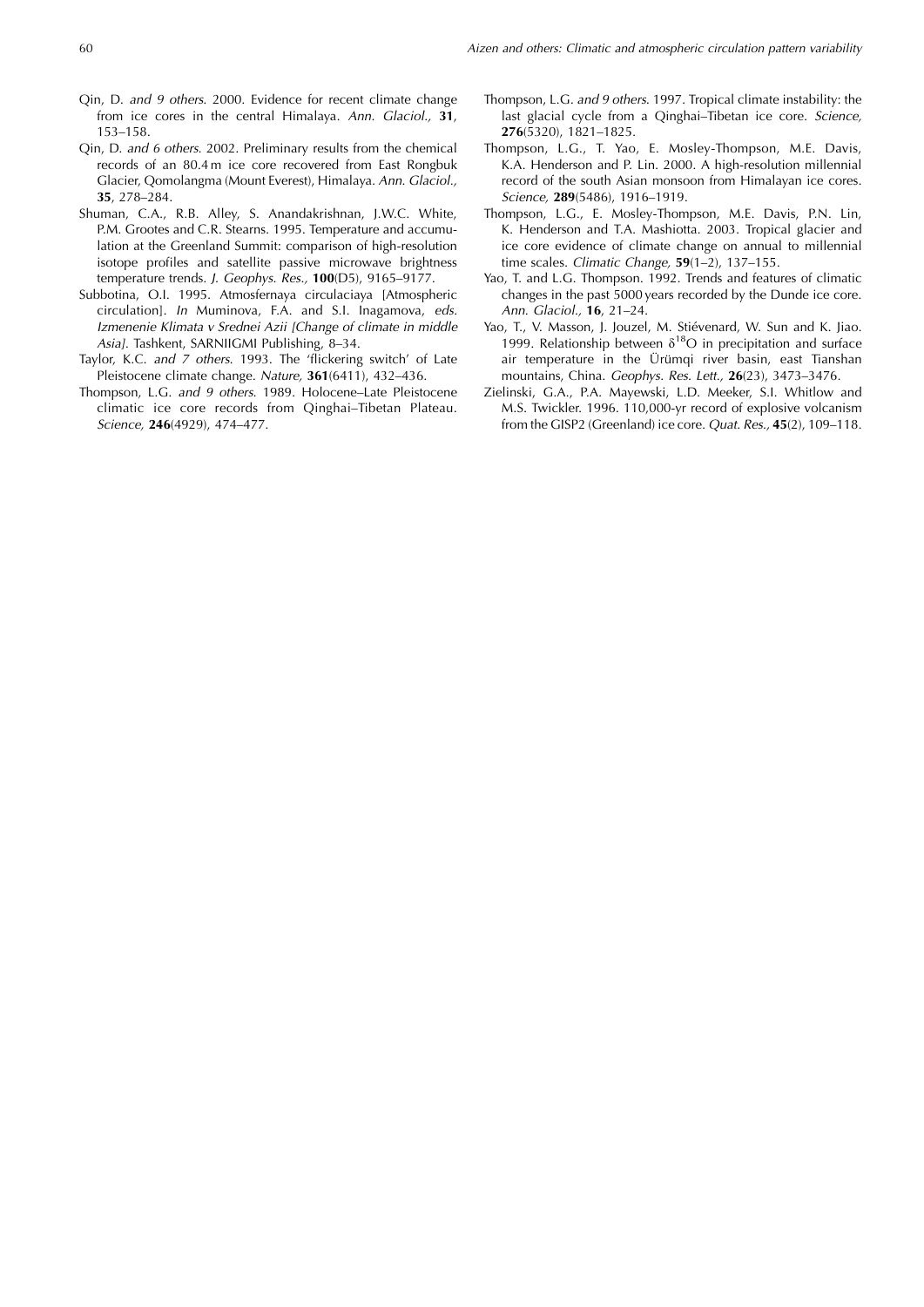Qin, D. *and 9 others*. 2000. Evidence for recent climate change from ice cores in the central Himalaya. *Ann. Glaciol.,* **31**, 153–158.

Qin, D. *and 6 others*. 2002. Preliminary results from the chemical records of an 80.4 m ice core recovered from East Rongbuk Glacier, Qomolangma (Mount Everest), Himalaya. *Ann. Glaciol.,* **35**, 278–284.

Shuman, C.A., R.B. Alley, S. Anandakrishnan, J.W.C. White, P.M. Grootes and C.R. Stearns. 1995. Temperature and accumulation at the Greenland Summit: comparison of high-resolution isotope profiles and satellite passive microwave brightness temperature trends. *J. Geophys. Res.,* **100**(D5), 9165–9177.

Subbotina, O.I. 1995. Atmosfernaya circulaciaya [Atmospheric circulation]. *In* Muminova, F.A. and S.I. Inagamova, *eds. Izmenenie Klimata v Srednei Azii [Change of climate in middle Asia]*. Tashkent, SARNIIGMI Publishing, 8–34.

Taylor, K.C. *and 7 others*. 1993. The 'flickering switch' of Late Pleistocene climate change. *Nature,* **361**(6411), 432–436.

Thompson, L.G. *and 9 others*. 1989. Holocene–Late Pleistocene climatic ice core records from Qinghai–Tibetan Plateau. *Science,* **246**(4929), 474–477.

Thompson, L.G. *and 9 others*. 1997. Tropical climate instability: the last glacial cycle from a Qinghai–Tibetan ice core. *Science,* **276**(5320), 1821–1825.

Thompson, L.G., T. Yao, E. Mosley-Thompson, M.E. Davis, K.A. Henderson and P. Lin. 2000. A high-resolution millennial record of the south Asian monsoon from Himalayan ice cores. *Science,* **289**(5486), 1916–1919.

Thompson, L.G., E. Mosley-Thompson, M.E. Davis, P.N. Lin, K. Henderson and T.A. Mashiotta. 2003. Tropical glacier and ice core evidence of climate change on annual to millennial time scales. *Climatic Change,* **59**(1–2), 137–155.

Yao, T. and L.G. Thompson. 1992. Trends and features of climatic changes in the past 5000 years recorded by the Dunde ice core. *Ann. Glaciol.,* **16**, 21–24.

Yao, T., V. Masson, J. Jouzel, M. Stiévenard, W. Sun and K. Jiao. 1999. Relationship between $\delta^{18}O$ in precipitation and surface air temperature in the Ürümqi river basin, east Tianshan mountains, China. *Geophys. Res. Lett.,* **26**(23), 3473–3476.

Zielinski, G.A., P.A. Mayewski, L.D. Meeker, S.I. Whitlow and M.S. Twickler. 1996. 110,000-yr record of explosive volcanism from the GISP2 (Greenland) ice core. *Quat. Res.,* **45**(2), 109–118.